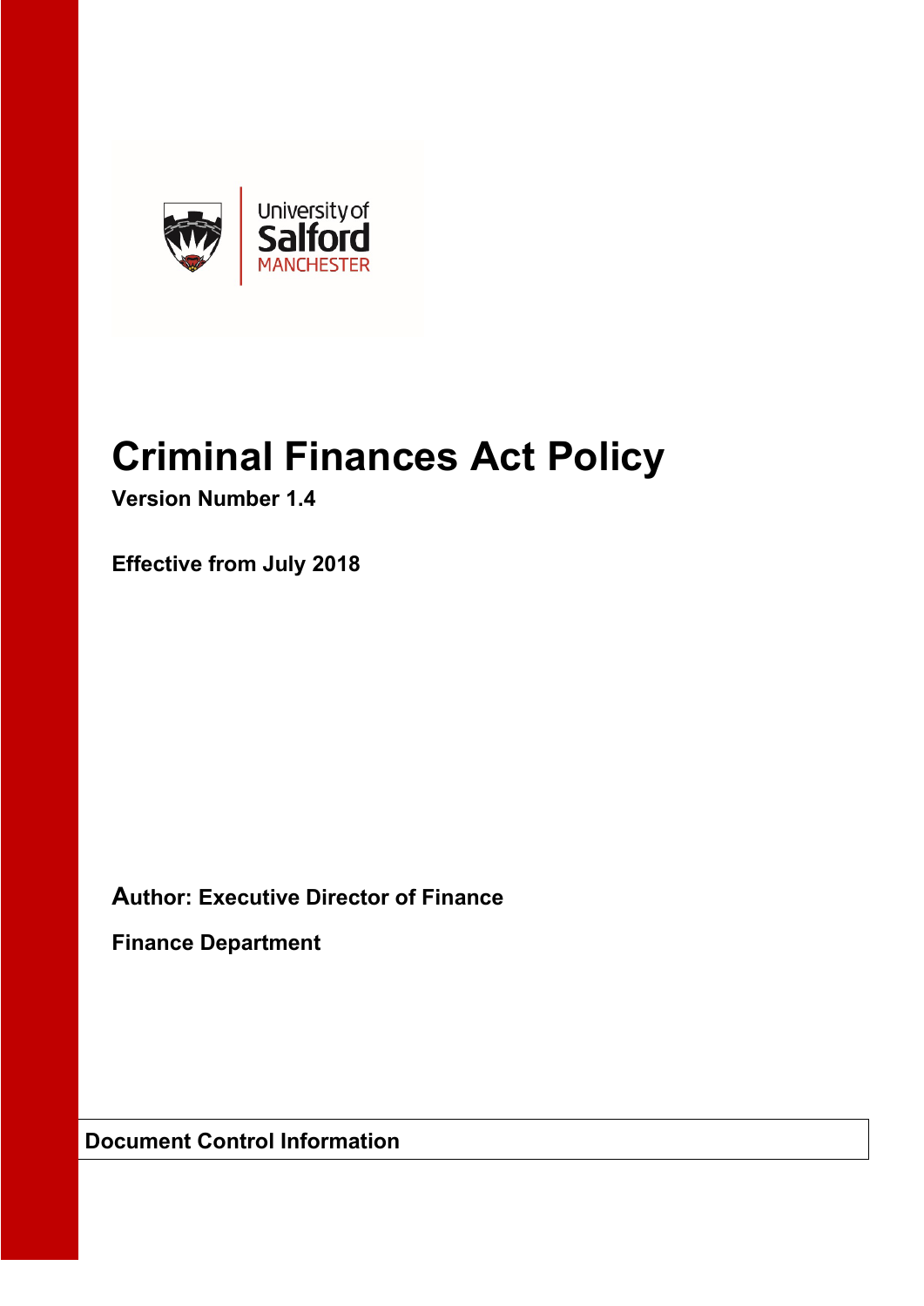University of Salford MANCHESTER

# Criminal Finances Act Policy

**Version Number 1.4**

**Effective from July 2018**

**Author: Executive Director of Finance**

**Finance Department**

| **Document Control Information** |
|---|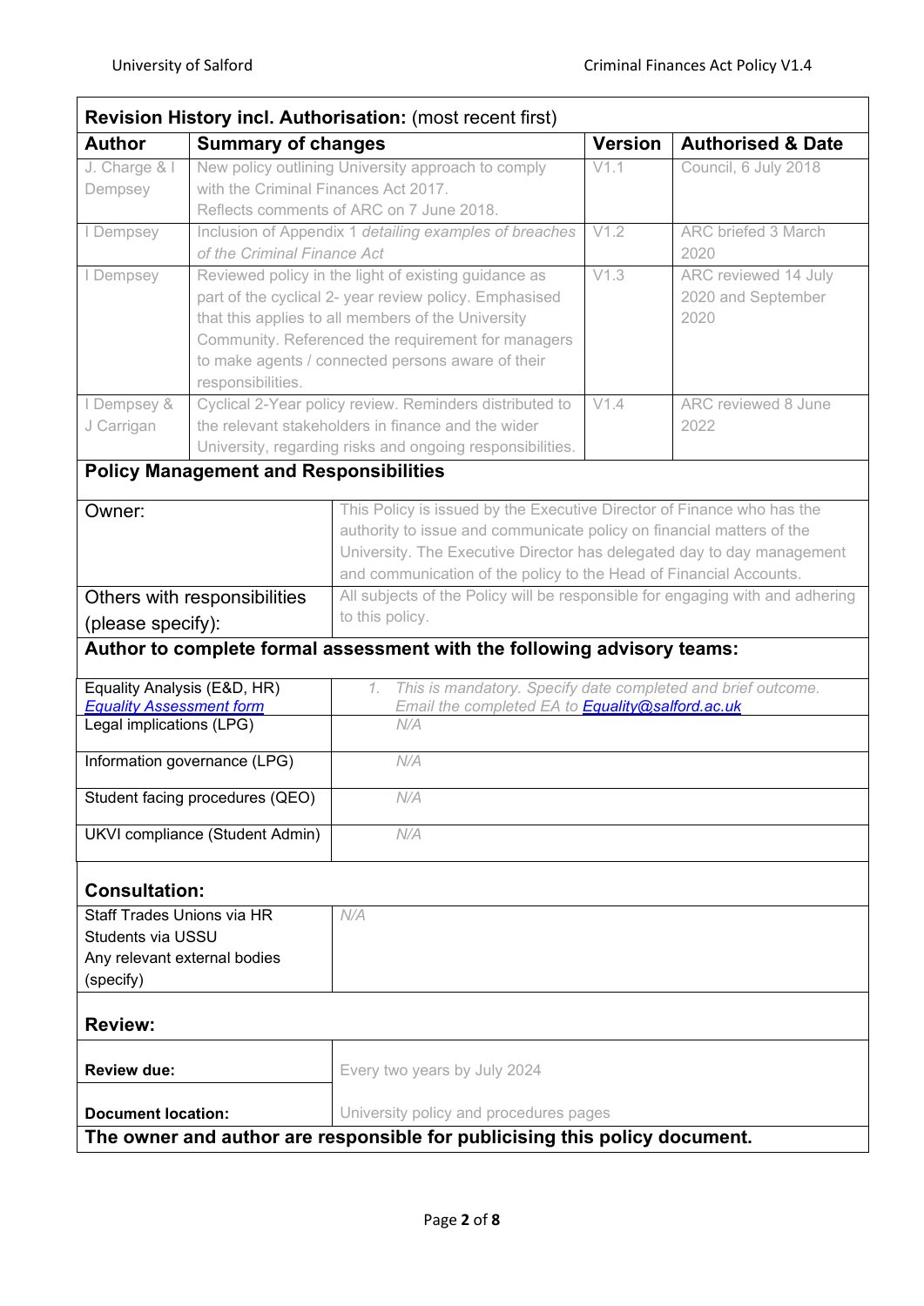| Revision History incl. Authorisation: (most recent first) | | | |
|---|---|---|---|
| **Author** | **Summary of changes** | **Version** | **Authorised & Date** |
| J. Charge & I Dempsey | New policy outlining University approach to comply with the Criminal Finances Act 2017. Reflects comments of ARC on 7 June 2018. | V1.1 | Council, 6 July 2018 |
| I Dempsey | Inclusion of Appendix 1 *detailing examples of breaches of the Criminal Finance Act* | V1.2 | ARC briefed 3 March 2020 |
| I Dempsey | Reviewed policy in the light of existing guidance as part of the cyclical 2- year review policy. Emphasised that this applies to all members of the University Community. Referenced the requirement for managers to make agents / connected persons aware of their responsibilities. | V1.3 | ARC reviewed 14 July 2020 and September 2020 |
| I Dempsey & J Carrigan | Cyclical 2-Year policy review. Reminders distributed to the relevant stakeholders in finance and the wider University, regarding risks and ongoing responsibilities. | V1.4 | ARC reviewed 8 June 2022 |

| **Policy Management and Responsibilities** | |
|---|---|
| Owner: | This Policy is issued by the Executive Director of Finance who has the authority to issue and communicate policy on financial matters of the University. The Executive Director has delegated day to day management and communication of the policy to the Head of Financial Accounts. |
| Others with responsibilities (please specify): | All subjects of the Policy will be responsible for engaging with and adhering to this policy. |
| **Author to complete formal assessment with the following advisory teams:** | |
| Equality Analysis (E&D, HR) *Equality Assessment form* | *1. This is mandatory. Specify date completed and brief outcome. Email the completed EA to Equality@salford.ac.uk* |
| Legal implications (LPG) | *N/A* |
| Information governance (LPG) | *N/A* |
| Student facing procedures (QEO) | *N/A* |
| UKVI compliance (Student Admin) | *N/A* |
| **Consultation:** | |
| Staff Trades Unions via HR<br>Students via USSU<br>Any relevant external bodies (specify) | *N/A* |
| **Review:** | |
| **Review due:** | Every two years by July 2024 |
| **Document location:** | University policy and procedures pages |
| **The owner and author are responsible for publicising this policy document.** | |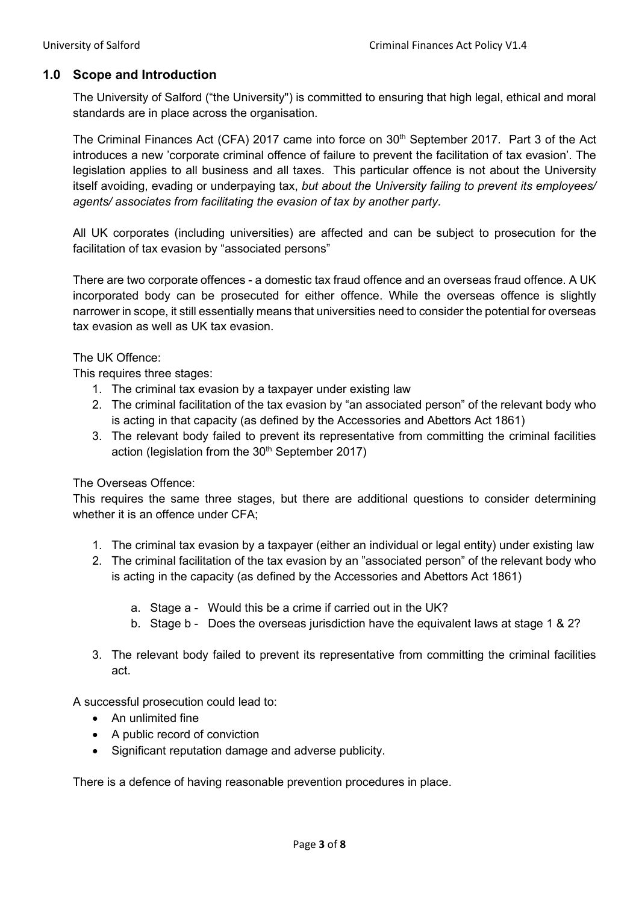## 1.0 Scope and Introduction

The University of Salford ("the University") is committed to ensuring that high legal, ethical and moral standards are in place across the organisation.

The Criminal Finances Act (CFA) 2017 came into force on 30th September 2017. Part 3 of the Act introduces a new 'corporate criminal offence of failure to prevent the facilitation of tax evasion'. The legislation applies to all business and all taxes. This particular offence is not about the University itself avoiding, evading or underpaying tax, *but about the University failing to prevent its employees/ agents/ associates from facilitating the evasion of tax by another party.*

All UK corporates (including universities) are affected and can be subject to prosecution for the facilitation of tax evasion by "associated persons"

There are two corporate offences - a domestic tax fraud offence and an overseas fraud offence. A UK incorporated body can be prosecuted for either offence. While the overseas offence is slightly narrower in scope, it still essentially means that universities need to consider the potential for overseas tax evasion as well as UK tax evasion.

The UK Offence:
This requires three stages:

1. The criminal tax evasion by a taxpayer under existing law
2. The criminal facilitation of the tax evasion by "an associated person" of the relevant body who is acting in that capacity (as defined by the Accessories and Abettors Act 1861)
3. The relevant body failed to prevent its representative from committing the criminal facilities action (legislation from the 30th September 2017)

The Overseas Offence:
This requires the same three stages, but there are additional questions to consider determining whether it is an offence under CFA;

1. The criminal tax evasion by a taxpayer (either an individual or legal entity) under existing law
2. The criminal facilitation of the tax evasion by an "associated person" of the relevant body who is acting in the capacity (as defined by the Accessories and Abettors Act 1861)
    a. Stage a - Would this be a crime if carried out in the UK?
    b. Stage b - Does the overseas jurisdiction have the equivalent laws at stage 1 & 2?
3. The relevant body failed to prevent its representative from committing the criminal facilities act.

A successful prosecution could lead to:

- An unlimited fine
- A public record of conviction
- Significant reputation damage and adverse publicity.

There is a defence of having reasonable prevention procedures in place.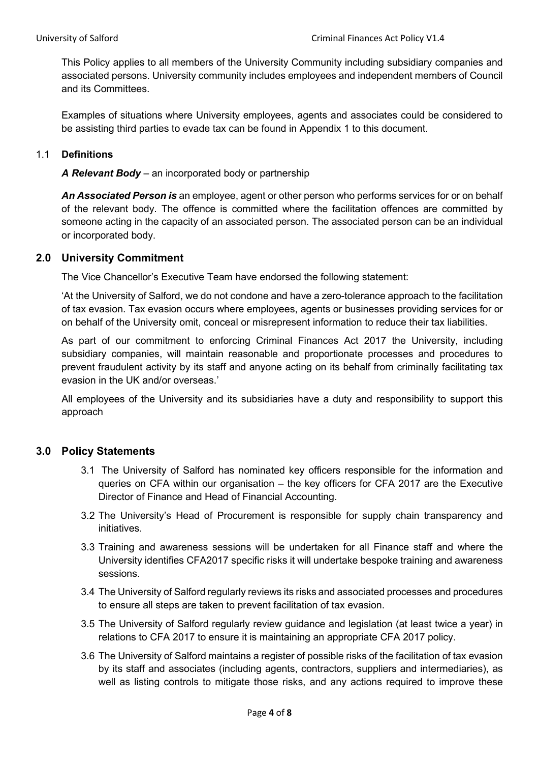This Policy applies to all members of the University Community including subsidiary companies and associated persons. University community includes employees and independent members of Council and its Committees.

Examples of situations where University employees, agents and associates could be considered to be assisting third parties to evade tax can be found in Appendix 1 to this document.

### 1.1 Definitions

***A Relevant Body*** – an incorporated body or partnership

***An Associated Person is*** an employee, agent or other person who performs services for or on behalf of the relevant body. The offence is committed where the facilitation offences are committed by someone acting in the capacity of an associated person. The associated person can be an individual or incorporated body.

## 2.0 University Commitment

The Vice Chancellor's Executive Team have endorsed the following statement:

'At the University of Salford, we do not condone and have a zero-tolerance approach to the facilitation of tax evasion. Tax evasion occurs where employees, agents or businesses providing services for or on behalf of the University omit, conceal or misrepresent information to reduce their tax liabilities.

As part of our commitment to enforcing Criminal Finances Act 2017 the University, including subsidiary companies, will maintain reasonable and proportionate processes and procedures to prevent fraudulent activity by its staff and anyone acting on its behalf from criminally facilitating tax evasion in the UK and/or overseas.'

All employees of the University and its subsidiaries have a duty and responsibility to support this approach

## 3.0 Policy Statements

3.1 The University of Salford has nominated key officers responsible for the information and queries on CFA within our organisation – the key officers for CFA 2017 are the Executive Director of Finance and Head of Financial Accounting.

3.2 The University's Head of Procurement is responsible for supply chain transparency and initiatives.

3.3 Training and awareness sessions will be undertaken for all Finance staff and where the University identifies CFA2017 specific risks it will undertake bespoke training and awareness sessions.

3.4 The University of Salford regularly reviews its risks and associated processes and procedures to ensure all steps are taken to prevent facilitation of tax evasion.

3.5 The University of Salford regularly review guidance and legislation (at least twice a year) in relations to CFA 2017 to ensure it is maintaining an appropriate CFA 2017 policy.

3.6 The University of Salford maintains a register of possible risks of the facilitation of tax evasion by its staff and associates (including agents, contractors, suppliers and intermediaries), as well as listing controls to mitigate those risks, and any actions required to improve these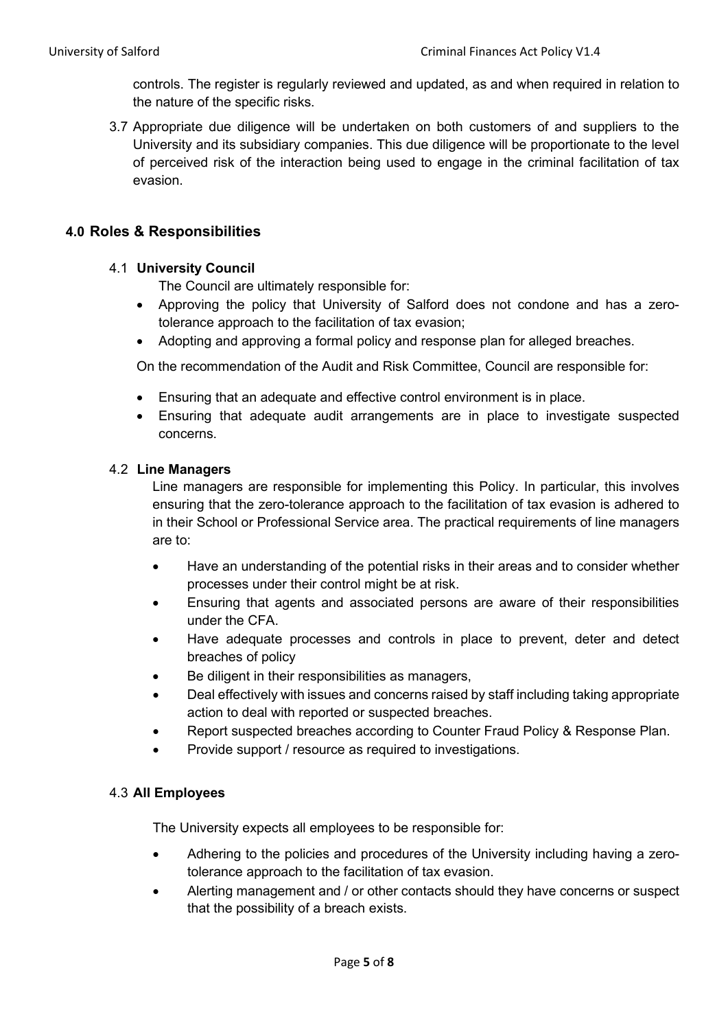controls. The register is regularly reviewed and updated, as and when required in relation to the nature of the specific risks.

3.7 Appropriate due diligence will be undertaken on both customers of and suppliers to the University and its subsidiary companies. This due diligence will be proportionate to the level of perceived risk of the interaction being used to engage in the criminal facilitation of tax evasion.

## 4.0 Roles & Responsibilities

### 4.1 University Council

The Council are ultimately responsible for:

- Approving the policy that University of Salford does not condone and has a zero-tolerance approach to the facilitation of tax evasion;
- Adopting and approving a formal policy and response plan for alleged breaches.

On the recommendation of the Audit and Risk Committee, Council are responsible for:

- Ensuring that an adequate and effective control environment is in place.
- Ensuring that adequate audit arrangements are in place to investigate suspected concerns.

### 4.2 Line Managers

Line managers are responsible for implementing this Policy. In particular, this involves ensuring that the zero-tolerance approach to the facilitation of tax evasion is adhered to in their School or Professional Service area. The practical requirements of line managers are to:

- Have an understanding of the potential risks in their areas and to consider whether processes under their control might be at risk.
- Ensuring that agents and associated persons are aware of their responsibilities under the CFA.
- Have adequate processes and controls in place to prevent, deter and detect breaches of policy
- Be diligent in their responsibilities as managers,
- Deal effectively with issues and concerns raised by staff including taking appropriate action to deal with reported or suspected breaches.
- Report suspected breaches according to Counter Fraud Policy & Response Plan.
- Provide support / resource as required to investigations.

### 4.3 All Employees

The University expects all employees to be responsible for:

- Adhering to the policies and procedures of the University including having a zero-tolerance approach to the facilitation of tax evasion.
- Alerting management and / or other contacts should they have concerns or suspect that the possibility of a breach exists.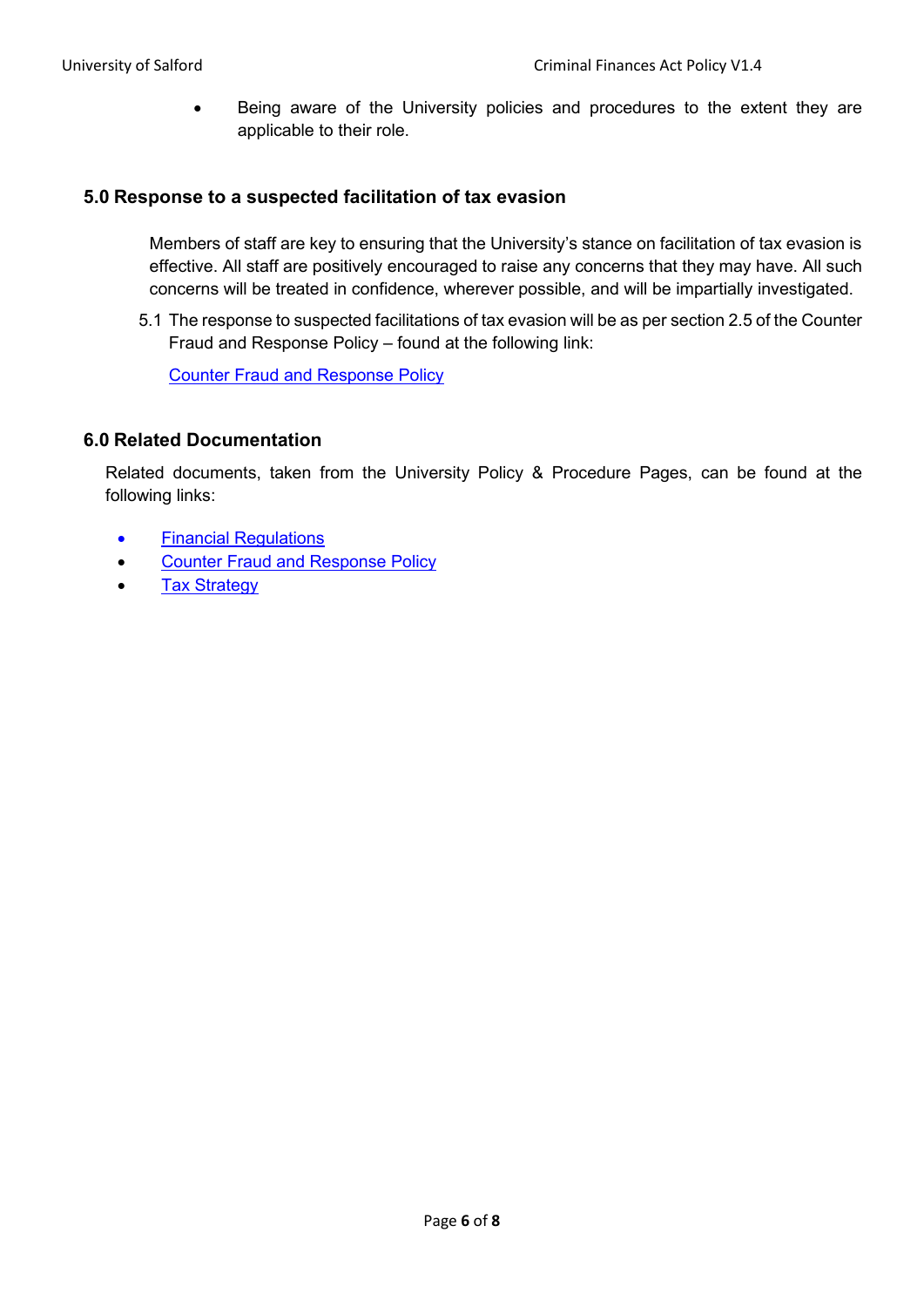- Being aware of the University policies and procedures to the extent they are applicable to their role.

## 5.0 Response to a suspected facilitation of tax evasion

Members of staff are key to ensuring that the University's stance on facilitation of tax evasion is effective. All staff are positively encouraged to raise any concerns that they may have. All such concerns will be treated in confidence, wherever possible, and will be impartially investigated.

5.1 The response to suspected facilitations of tax evasion will be as per section 2.5 of the Counter Fraud and Response Policy – found at the following link:

Counter Fraud and Response Policy

## 6.0 Related Documentation

Related documents, taken from the University Policy & Procedure Pages, can be found at the following links:

- Financial Regulations
- Counter Fraud and Response Policy
- Tax Strategy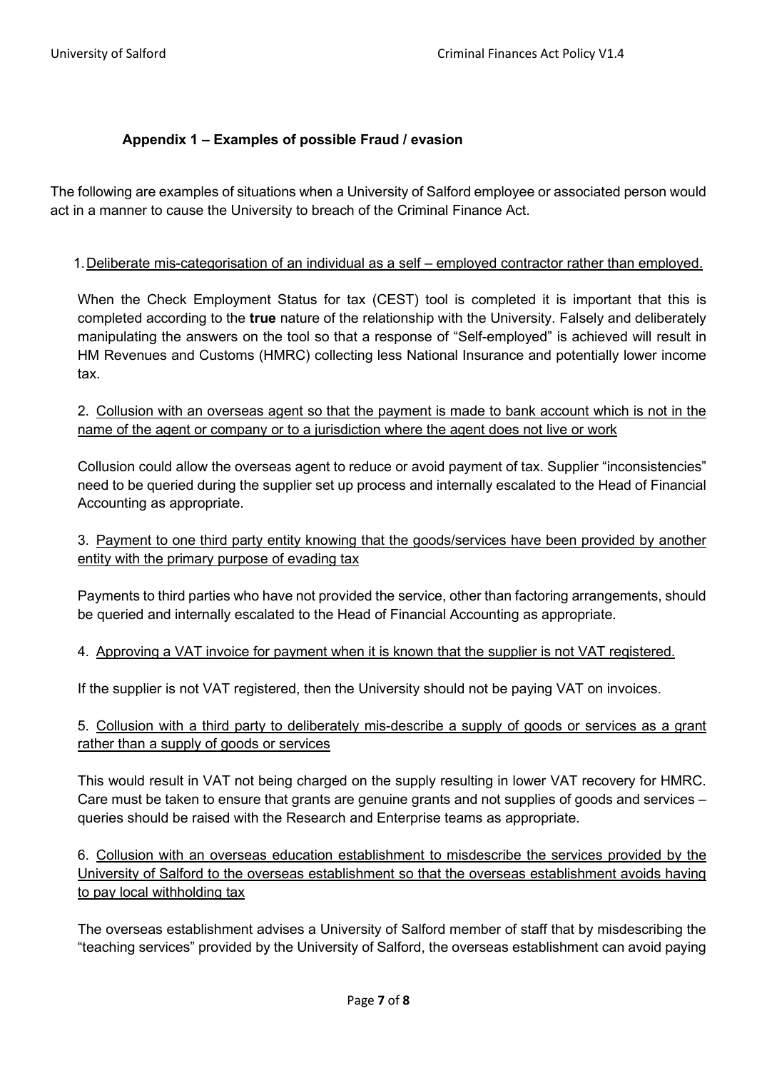### Appendix 1 – Examples of possible Fraud / evasion

The following are examples of situations when a University of Salford employee or associated person would act in a manner to cause the University to breach of the Criminal Finance Act.

1. <u>Deliberate mis-categorisation of an individual as a self – employed contractor rather than employed.</u>

When the Check Employment Status for tax (CEST) tool is completed it is important that this is completed according to the **true** nature of the relationship with the University. Falsely and deliberately manipulating the answers on the tool so that a response of "Self-employed" is achieved will result in HM Revenues and Customs (HMRC) collecting less National Insurance and potentially lower income tax.

2. <u>Collusion with an overseas agent so that the payment is made to bank account which is not in the name of the agent or company or to a jurisdiction where the agent does not live or work</u>

Collusion could allow the overseas agent to reduce or avoid payment of tax. Supplier "inconsistencies" need to be queried during the supplier set up process and internally escalated to the Head of Financial Accounting as appropriate.

3. <u>Payment to one third party entity knowing that the goods/services have been provided by another entity with the primary purpose of evading tax</u>

Payments to third parties who have not provided the service, other than factoring arrangements, should be queried and internally escalated to the Head of Financial Accounting as appropriate.

4. <u>Approving a VAT invoice for payment when it is known that the supplier is not VAT registered.</u>

If the supplier is not VAT registered, then the University should not be paying VAT on invoices.

5. <u>Collusion with a third party to deliberately mis-describe a supply of goods or services as a grant rather than a supply of goods or services</u>

This would result in VAT not being charged on the supply resulting in lower VAT recovery for HMRC. Care must be taken to ensure that grants are genuine grants and not supplies of goods and services – queries should be raised with the Research and Enterprise teams as appropriate.

6. <u>Collusion with an overseas education establishment to misdescribe the services provided by the University of Salford to the overseas establishment so that the overseas establishment avoids having to pay local withholding tax</u>

The overseas establishment advises a University of Salford member of staff that by misdescribing the "teaching services" provided by the University of Salford, the overseas establishment can avoid paying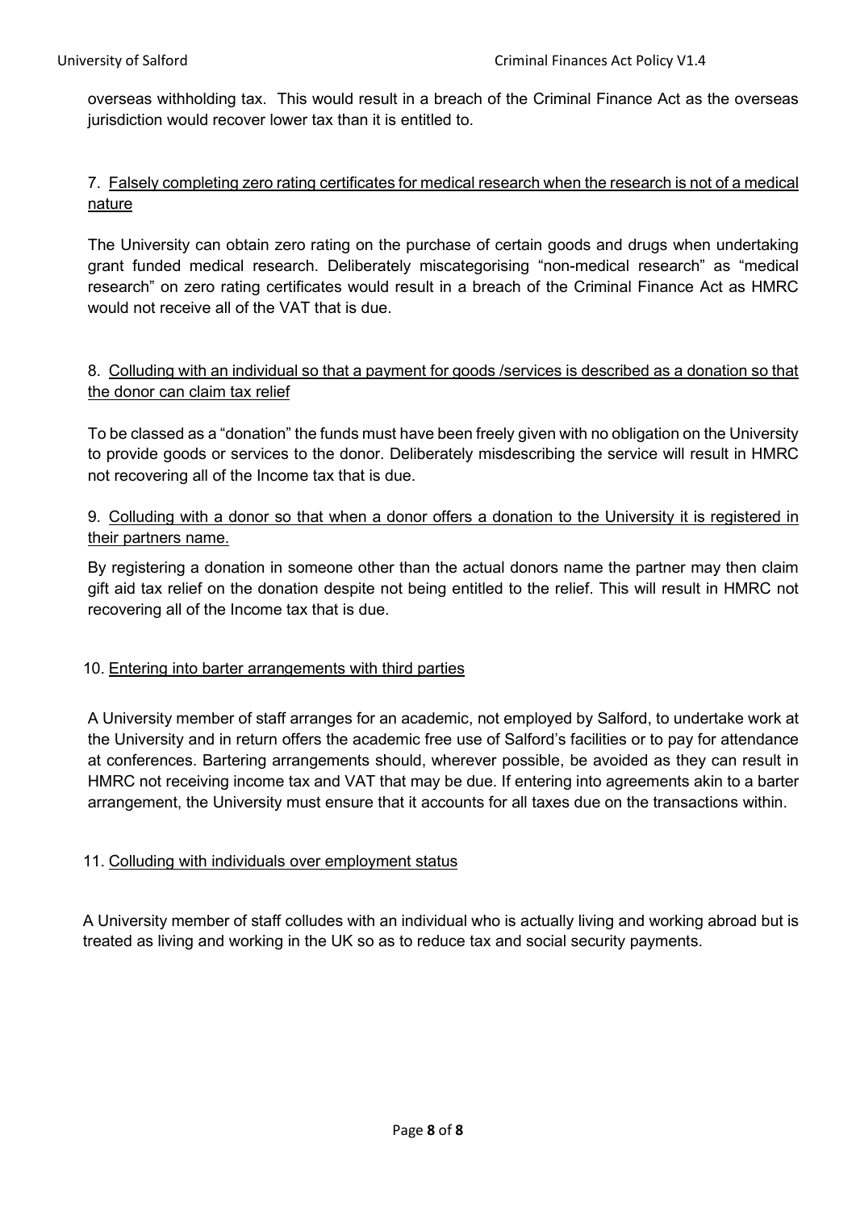overseas withholding tax. This would result in a breach of the Criminal Finance Act as the overseas jurisdiction would recover lower tax than it is entitled to.

7. <u>Falsely completing zero rating certificates for medical research when the research is not of a medical nature</u>

The University can obtain zero rating on the purchase of certain goods and drugs when undertaking grant funded medical research. Deliberately miscategorising “non-medical research” as “medical research” on zero rating certificates would result in a breach of the Criminal Finance Act as HMRC would not receive all of the VAT that is due.

8. <u>Colluding with an individual so that a payment for goods /services is described as a donation so that the donor can claim tax relief</u>

To be classed as a “donation” the funds must have been freely given with no obligation on the University to provide goods or services to the donor. Deliberately misdescribing the service will result in HMRC not recovering all of the Income tax that is due.

9. <u>Colluding with a donor so that when a donor offers a donation to the University it is registered in their partners name.</u>

By registering a donation in someone other than the actual donors name the partner may then claim gift aid tax relief on the donation despite not being entitled to the relief. This will result in HMRC not recovering all of the Income tax that is due.

10. <u>Entering into barter arrangements with third parties</u>

A University member of staff arranges for an academic, not employed by Salford, to undertake work at the University and in return offers the academic free use of Salford’s facilities or to pay for attendance at conferences. Bartering arrangements should, wherever possible, be avoided as they can result in HMRC not receiving income tax and VAT that may be due. If entering into agreements akin to a barter arrangement, the University must ensure that it accounts for all taxes due on the transactions within.

11. <u>Colluding with individuals over employment status</u>

A University member of staff colludes with an individual who is actually living and working abroad but is treated as living and working in the UK so as to reduce tax and social security payments.